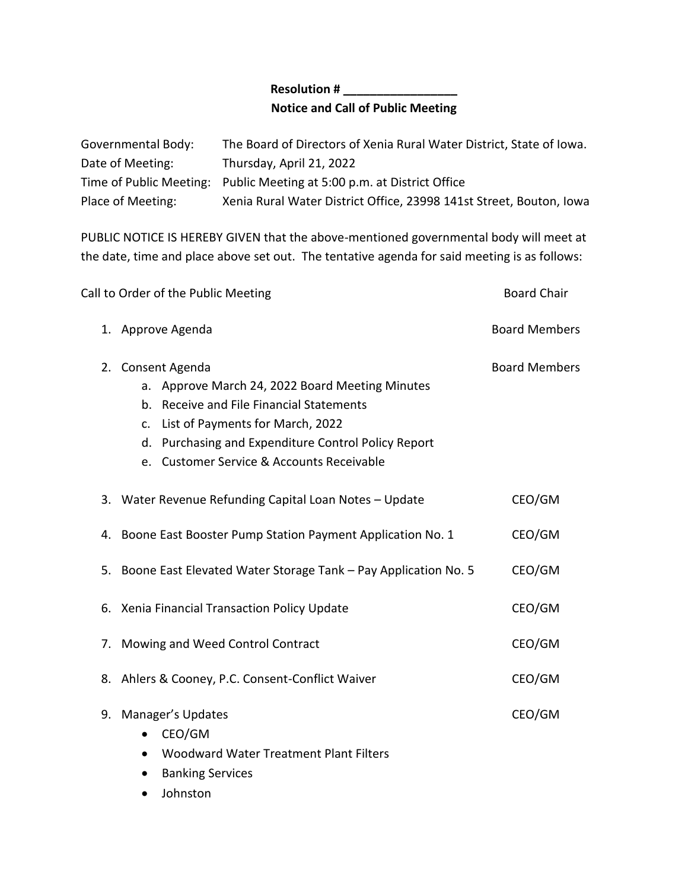**Resolution # _________________**

**Notice and Call of Public Meeting**

| | |
|---|---|
| Governmental Body: | The Board of Directors of Xenia Rural Water District, State of Iowa. |
| Date of Meeting: | Thursday, April 21, 2022 |
| Time of Public Meeting: | Public Meeting at 5:00 p.m. at District Office |
| Place of Meeting: | Xenia Rural Water District Office, 23998 141st Street, Bouton, Iowa |

PUBLIC NOTICE IS HEREBY GIVEN that the above-mentioned governmental body will meet at the date, time and place above set out. The tentative agenda for said meeting is as follows:

Call to Order of the Public Meeting — Board Chair

1. Approve Agenda — Board Members
2. Consent Agenda — Board Members
   a. Approve March 24, 2022 Board Meeting Minutes
   b. Receive and File Financial Statements
   c. List of Payments for March, 2022
   d. Purchasing and Expenditure Control Policy Report
   e. Customer Service & Accounts Receivable
3. Water Revenue Refunding Capital Loan Notes – Update — CEO/GM
4. Boone East Booster Pump Station Payment Application No. 1 — CEO/GM
5. Boone East Elevated Water Storage Tank – Pay Application No. 5 — CEO/GM
6. Xenia Financial Transaction Policy Update — CEO/GM
7. Mowing and Weed Control Contract — CEO/GM
8. Ahlers & Cooney, P.C. Consent-Conflict Waiver — CEO/GM
9. Manager's Updates — CEO/GM
   - CEO/GM
   - Woodward Water Treatment Plant Filters
   - Banking Services
   - Johnston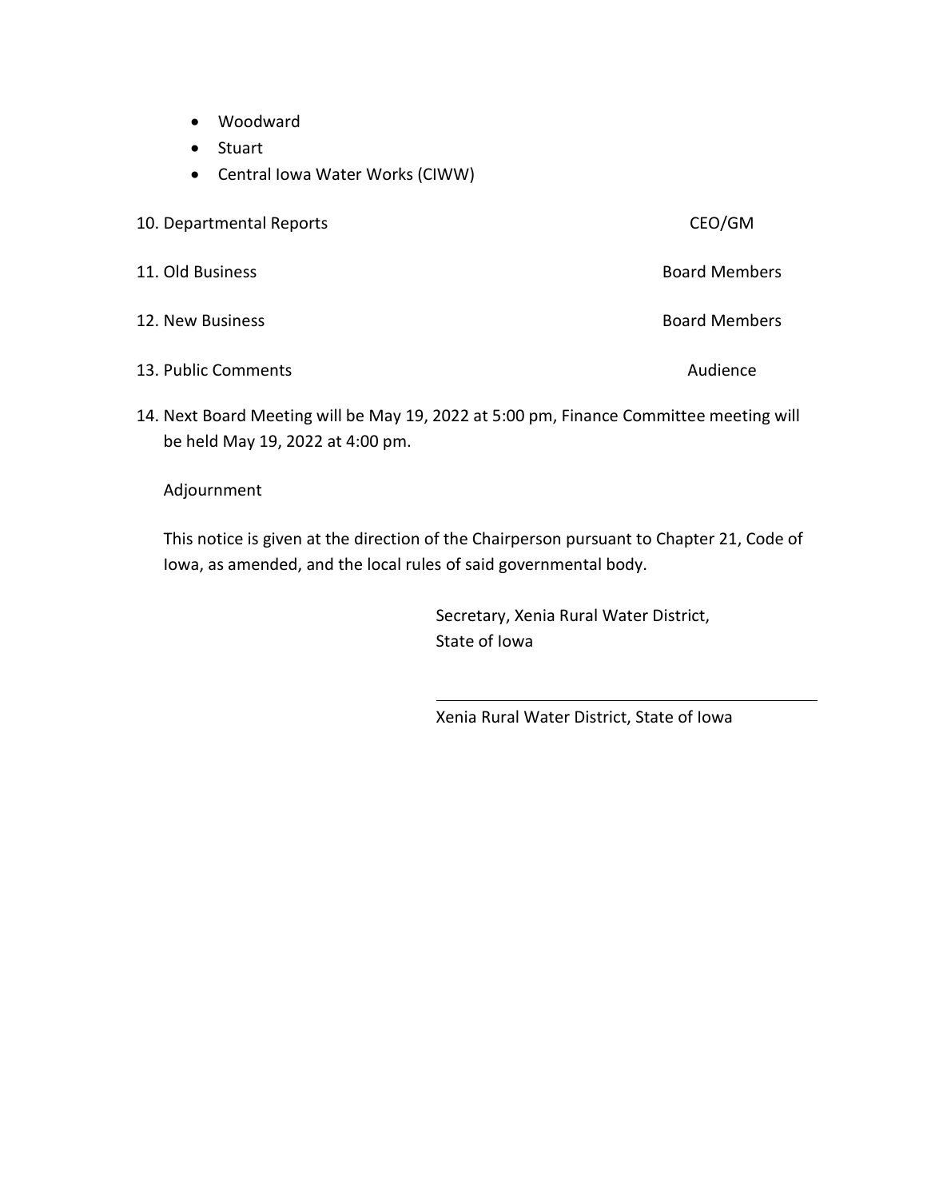- Woodward
- Stuart
- Central Iowa Water Works (CIWW)

10. Departmental Reports CEO/GM

11. Old Business Board Members

12. New Business Board Members

13. Public Comments Audience

14. Next Board Meeting will be May 19, 2022 at 5:00 pm, Finance Committee meeting will be held May 19, 2022 at 4:00 pm.

    Adjournment

    This notice is given at the direction of the Chairperson pursuant to Chapter 21, Code of Iowa, as amended, and the local rules of said governmental body.

Secretary, Xenia Rural Water District,
State of Iowa

\_\_\_\_\_\_\_\_\_\_\_\_\_\_\_\_\_\_\_\_\_\_\_\_\_\_\_\_\_\_\_\_\_\_\_\_\_\_\_\_

Xenia Rural Water District, State of Iowa